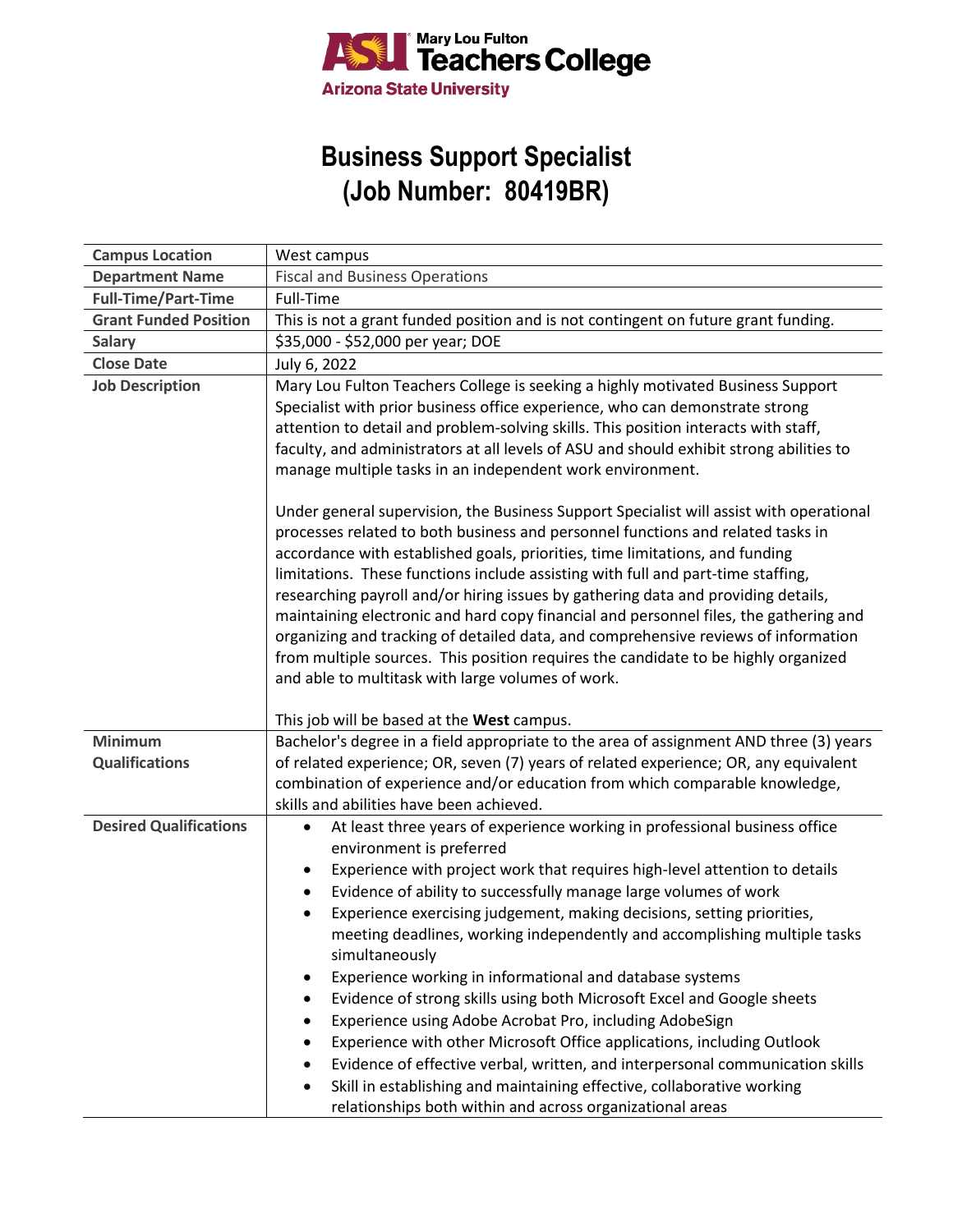Mary Lou Fulton Teachers College
Arizona State University

# Business Support Specialist
# (Job Number: 80419BR)

| | |
|---|---|
| **Campus Location** | West campus |
| **Department Name** | Fiscal and Business Operations |
| **Full-Time/Part-Time** | Full-Time |
| **Grant Funded Position** | This is not a grant funded position and is not contingent on future grant funding. |
| **Salary** | $35,000 - $52,000 per year; DOE |
| **Close Date** | July 6, 2022 |
| **Job Description** | Mary Lou Fulton Teachers College is seeking a highly motivated Business Support Specialist with prior business office experience, who can demonstrate strong attention to detail and problem-solving skills. This position interacts with staff, faculty, and administrators at all levels of ASU and should exhibit strong abilities to manage multiple tasks in an independent work environment.<br><br>Under general supervision, the Business Support Specialist will assist with operational processes related to both business and personnel functions and related tasks in accordance with established goals, priorities, time limitations, and funding limitations. These functions include assisting with full and part-time staffing, researching payroll and/or hiring issues by gathering data and providing details, maintaining electronic and hard copy financial and personnel files, the gathering and organizing and tracking of detailed data, and comprehensive reviews of information from multiple sources. This position requires the candidate to be highly organized and able to multitask with large volumes of work.<br><br>This job will be based at the **West** campus. |
| **Minimum Qualifications** | Bachelor's degree in a field appropriate to the area of assignment AND three (3) years of related experience; OR, seven (7) years of related experience; OR, any equivalent combination of experience and/or education from which comparable knowledge, skills and abilities have been achieved. |
| **Desired Qualifications** | • At least three years of experience working in professional business office environment is preferred<br>• Experience with project work that requires high-level attention to details<br>• Evidence of ability to successfully manage large volumes of work<br>• Experience exercising judgement, making decisions, setting priorities, meeting deadlines, working independently and accomplishing multiple tasks simultaneously<br>• Experience working in informational and database systems<br>• Evidence of strong skills using both Microsoft Excel and Google sheets<br>• Experience using Adobe Acrobat Pro, including AdobeSign<br>• Experience with other Microsoft Office applications, including Outlook<br>• Evidence of effective verbal, written, and interpersonal communication skills<br>• Skill in establishing and maintaining effective, collaborative working relationships both within and across organizational areas |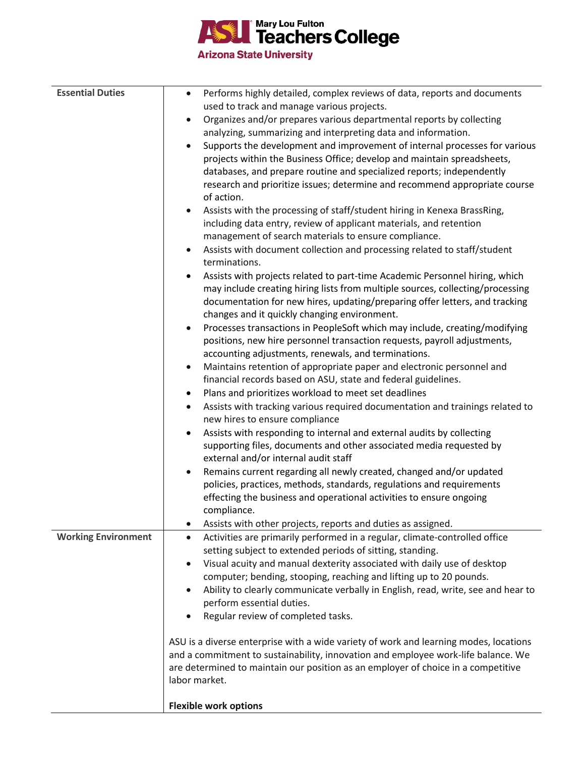| | |
|---|---|
| **Essential Duties** | • Performs highly detailed, complex reviews of data, reports and documents used to track and manage various projects.<br>• Organizes and/or prepares various departmental reports by collecting analyzing, summarizing and interpreting data and information.<br>• Supports the development and improvement of internal processes for various projects within the Business Office; develop and maintain spreadsheets, databases, and prepare routine and specialized reports; independently research and prioritize issues; determine and recommend appropriate course of action.<br>• Assists with the processing of staff/student hiring in Kenexa BrassRing, including data entry, review of applicant materials, and retention management of search materials to ensure compliance.<br>• Assists with document collection and processing related to staff/student terminations.<br>• Assists with projects related to part-time Academic Personnel hiring, which may include creating hiring lists from multiple sources, collecting/processing documentation for new hires, updating/preparing offer letters, and tracking changes and it quickly changing environment.<br>• Processes transactions in PeopleSoft which may include, creating/modifying positions, new hire personnel transaction requests, payroll adjustments, accounting adjustments, renewals, and terminations.<br>• Maintains retention of appropriate paper and electronic personnel and financial records based on ASU, state and federal guidelines.<br>• Plans and prioritizes workload to meet set deadlines<br>• Assists with tracking various required documentation and trainings related to new hires to ensure compliance<br>• Assists with responding to internal and external audits by collecting supporting files, documents and other associated media requested by external and/or internal audit staff<br>• Remains current regarding all newly created, changed and/or updated policies, practices, methods, standards, regulations and requirements effecting the business and operational activities to ensure ongoing compliance.<br>• Assists with other projects, reports and duties as assigned. |
| **Working Environment** | • Activities are primarily performed in a regular, climate-controlled office setting subject to extended periods of sitting, standing.<br>• Visual acuity and manual dexterity associated with daily use of desktop computer; bending, stooping, reaching and lifting up to 20 pounds.<br>• Ability to clearly communicate verbally in English, read, write, see and hear to perform essential duties.<br>• Regular review of completed tasks.<br><br>ASU is a diverse enterprise with a wide variety of work and learning modes, locations and a commitment to sustainability, innovation and employee work-life balance. We are determined to maintain our position as an employer of choice in a competitive labor market.<br><br>**Flexible work options** |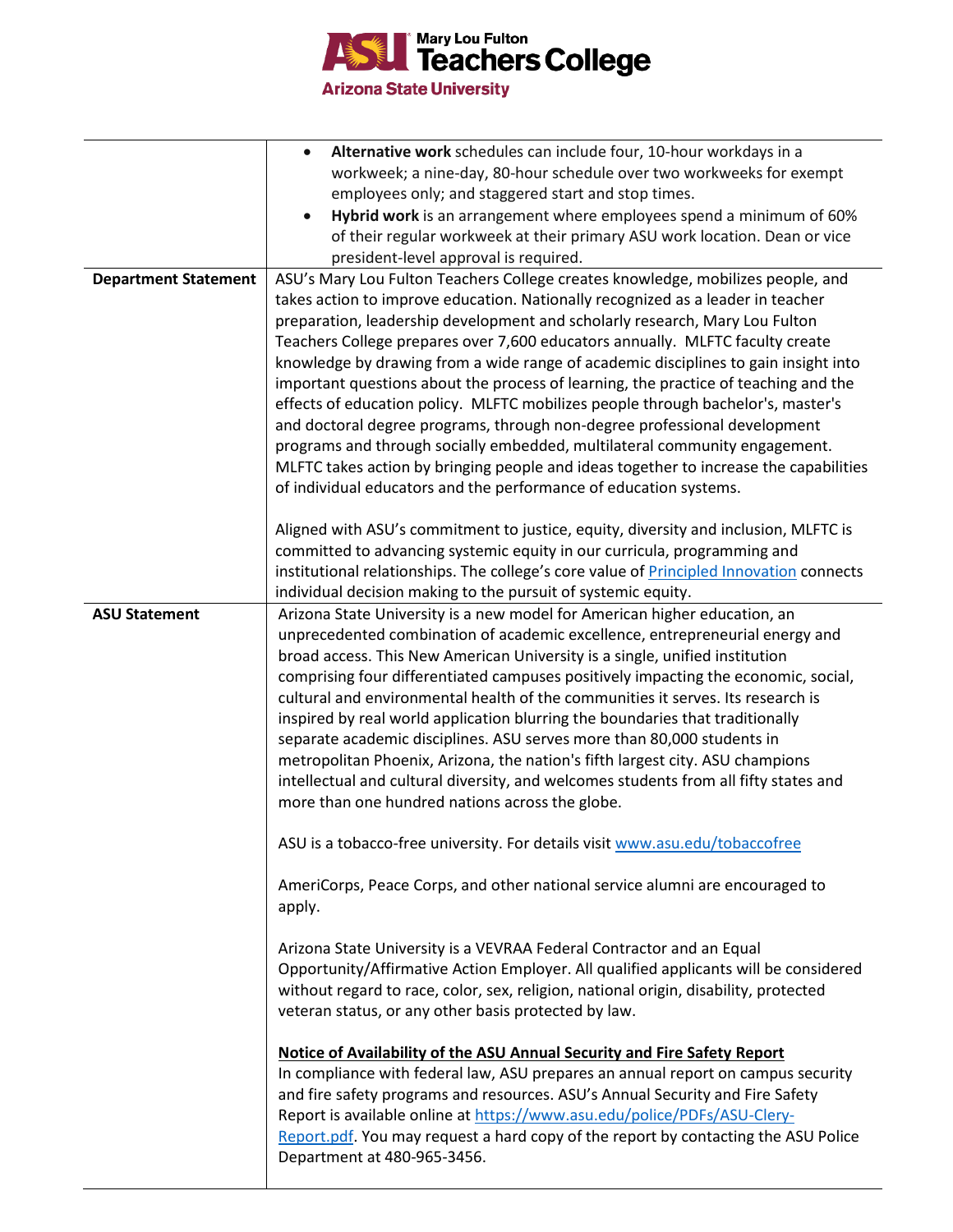| | |
|---|---|
| | • **Alternative work** schedules can include four, 10-hour workdays in a workweek; a nine-day, 80-hour schedule over two workweeks for exempt employees only; and staggered start and stop times.<br>• **Hybrid work** is an arrangement where employees spend a minimum of 60% of their regular workweek at their primary ASU work location. Dean or vice president-level approval is required. |
| **Department Statement** | ASU's Mary Lou Fulton Teachers College creates knowledge, mobilizes people, and takes action to improve education. Nationally recognized as a leader in teacher preparation, leadership development and scholarly research, Mary Lou Fulton Teachers College prepares over 7,600 educators annually. MLFTC faculty create knowledge by drawing from a wide range of academic disciplines to gain insight into important questions about the process of learning, the practice of teaching and the effects of education policy. MLFTC mobilizes people through bachelor's, master's and doctoral degree programs, through non-degree professional development programs and through socially embedded, multilateral community engagement. MLFTC takes action by bringing people and ideas together to increase the capabilities of individual educators and the performance of education systems.<br><br>Aligned with ASU's commitment to justice, equity, diversity and inclusion, MLFTC is committed to advancing systemic equity in our curricula, programming and institutional relationships. The college's core value of Principled Innovation connects individual decision making to the pursuit of systemic equity. |
| **ASU Statement** | Arizona State University is a new model for American higher education, an unprecedented combination of academic excellence, entrepreneurial energy and broad access. This New American University is a single, unified institution comprising four differentiated campuses positively impacting the economic, social, cultural and environmental health of the communities it serves. Its research is inspired by real world application blurring the boundaries that traditionally separate academic disciplines. ASU serves more than 80,000 students in metropolitan Phoenix, Arizona, the nation's fifth largest city. ASU champions intellectual and cultural diversity, and welcomes students from all fifty states and more than one hundred nations across the globe.<br><br>ASU is a tobacco-free university. For details visit www.asu.edu/tobaccofree<br><br>AmeriCorps, Peace Corps, and other national service alumni are encouraged to apply.<br><br>Arizona State University is a VEVRAA Federal Contractor and an Equal Opportunity/Affirmative Action Employer. All qualified applicants will be considered without regard to race, color, sex, religion, national origin, disability, protected veteran status, or any other basis protected by law.<br><br>**Notice of Availability of the ASU Annual Security and Fire Safety Report**<br>In compliance with federal law, ASU prepares an annual report on campus security and fire safety programs and resources. ASU's Annual Security and Fire Safety Report is available online at https://www.asu.edu/police/PDFs/ASU-Clery-Report.pdf. You may request a hard copy of the report by contacting the ASU Police Department at 480-965-3456. |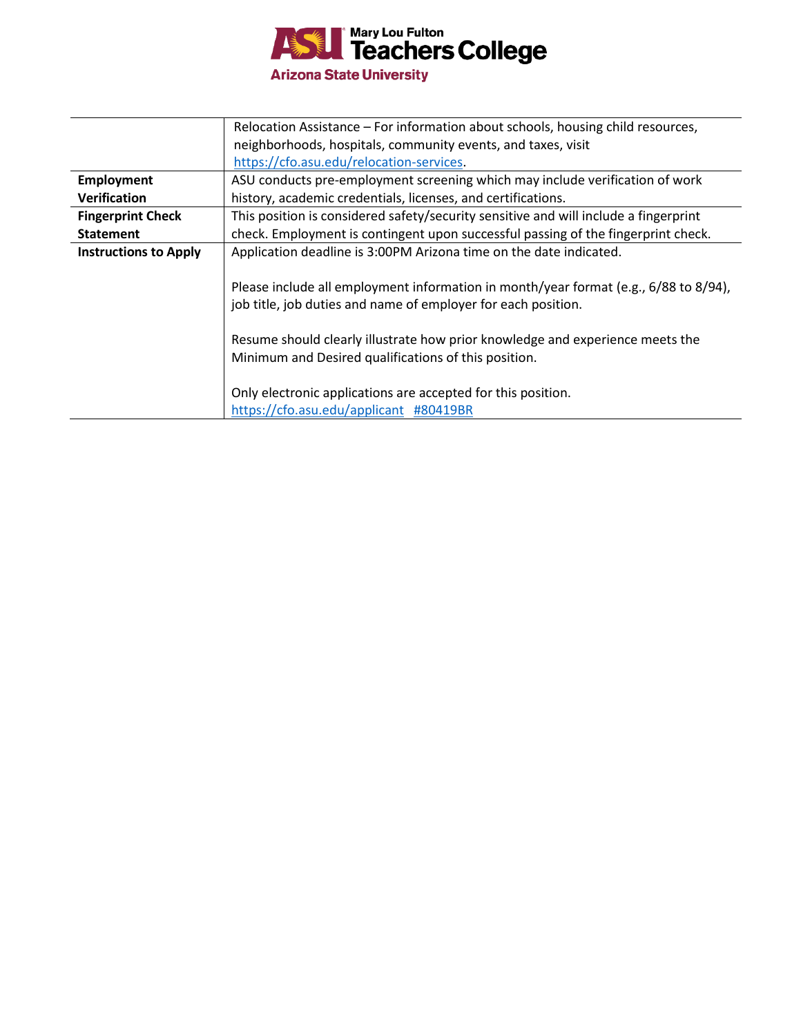| | |
|---|---|
| | Relocation Assistance – For information about schools, housing child resources, neighborhoods, hospitals, community events, and taxes, visit https://cfo.asu.edu/relocation-services. |
| **Employment Verification** | ASU conducts pre-employment screening which may include verification of work history, academic credentials, licenses, and certifications. |
| **Fingerprint Check Statement** | This position is considered safety/security sensitive and will include a fingerprint check. Employment is contingent upon successful passing of the fingerprint check. |
| **Instructions to Apply** | Application deadline is 3:00PM Arizona time on the date indicated.<br><br>Please include all employment information in month/year format (e.g., 6/88 to 8/94), job title, job duties and name of employer for each position.<br><br>Resume should clearly illustrate how prior knowledge and experience meets the Minimum and Desired qualifications of this position.<br><br>Only electronic applications are accepted for this position.<br>https://cfo.asu.edu/applicant #80419BR |